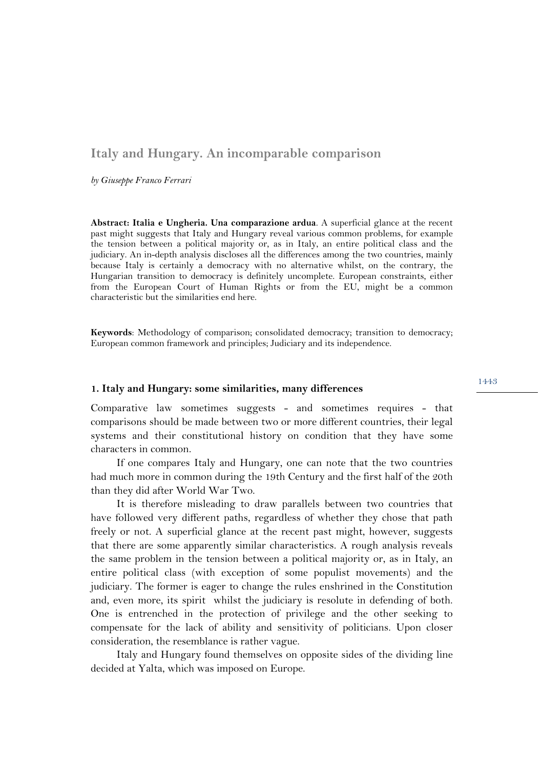# Italy and Hungary. An incomparable comparison

*by Giuseppe Franco Ferrari*

**Abstract: Italia e Ungheria. Una comparazione ardua**. A superficial glance at the recent past might suggests that Italy and Hungary reveal various common problems, for example the tension between a political majority or, as in Italy, an entire political class and the judiciary. An in-depth analysis discloses all the differences among the two countries, mainly because Italy is certainly a democracy with no alternative whilst, on the contrary, the Hungarian transition to democracy is definitely uncomplete. European constraints, either from the European Court of Human Rights or from the EU, might be a common characteristic but the similarities end here.

**Keywords**: Methodology of comparison; consolidated democracy; transition to democracy; European common framework and principles; Judiciary and its independence.

## 1. Italy and Hungary: some similarities, many differences

Comparative law sometimes suggests - and sometimes requires - that comparisons should be made between two or more different countries, their legal systems and their constitutional history on condition that they have some characters in common.

If one compares Italy and Hungary, one can note that the two countries had much more in common during the 19th Century and the first half of the 20th than they did after World War Two.

It is therefore misleading to draw parallels between two countries that have followed very different paths, regardless of whether they chose that path freely or not. A superficial glance at the recent past might, however, suggests that there are some apparently similar characteristics. A rough analysis reveals the same problem in the tension between a political majority or, as in Italy, an entire political class (with exception of some populist movements) and the judiciary. The former is eager to change the rules enshrined in the Constitution and, even more, its spirit whilst the judiciary is resolute in defending of both. One is entrenched in the protection of privilege and the other seeking to compensate for the lack of ability and sensitivity of politicians. Upon closer consideration, the resemblance is rather vague.

Italy and Hungary found themselves on opposite sides of the dividing line decided at Yalta, which was imposed on Europe.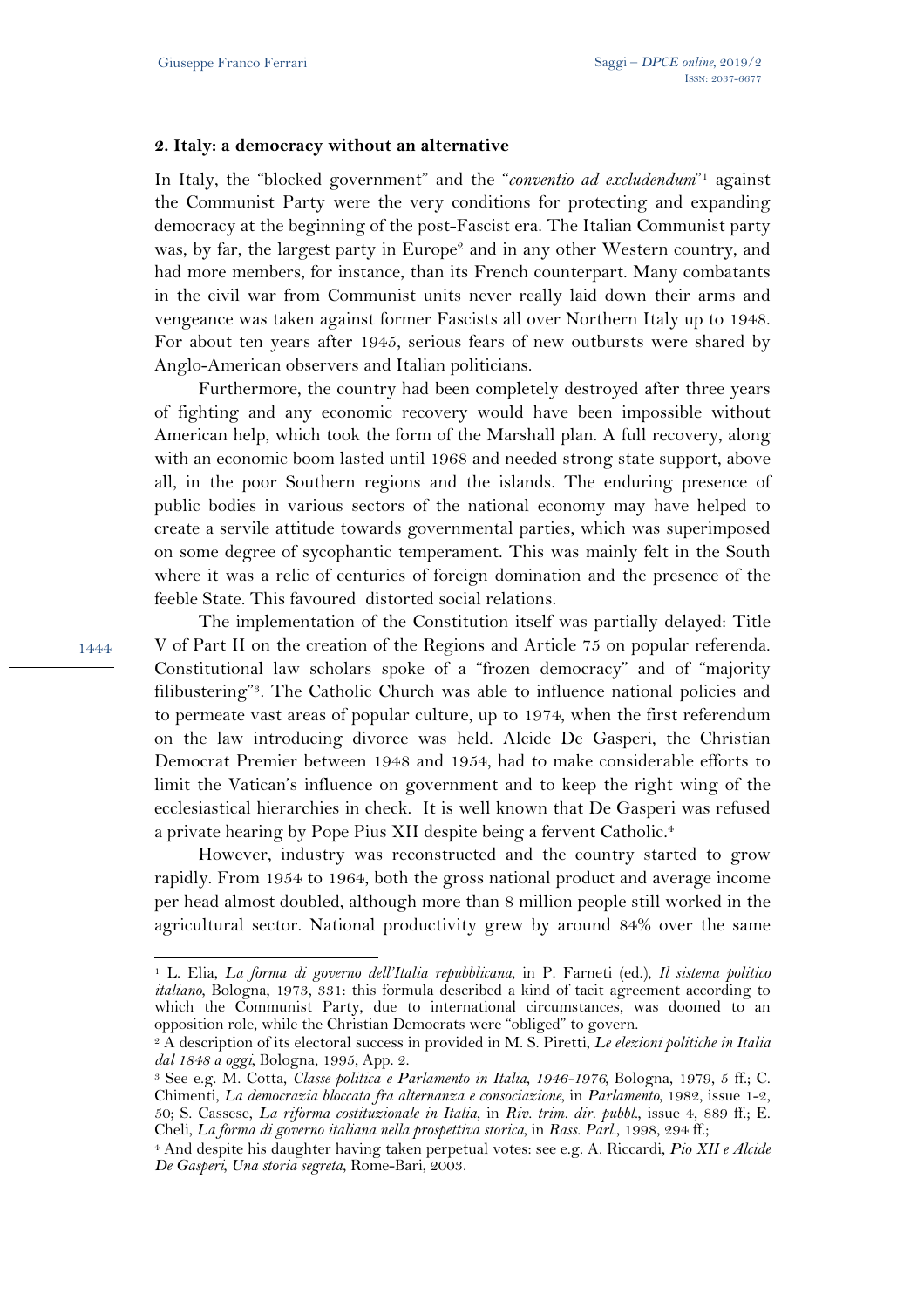## 2. Italy: a democracy without an alternative

In Italy, the "blocked government" and the "*conventio ad excludendum*"[1] against the Communist Party were the very conditions for protecting and expanding democracy at the beginning of the post-Fascist era. The Italian Communist party was, by far, the largest party in Europe[2] and in any other Western country, and had more members, for instance, than its French counterpart. Many combatants in the civil war from Communist units never really laid down their arms and vengeance was taken against former Fascists all over Northern Italy up to 1948. For about ten years after 1945, serious fears of new outbursts were shared by Anglo-American observers and Italian politicians.

Furthermore, the country had been completely destroyed after three years of fighting and any economic recovery would have been impossible without American help, which took the form of the Marshall plan. A full recovery, along with an economic boom lasted until 1968 and needed strong state support, above all, in the poor Southern regions and the islands. The enduring presence of public bodies in various sectors of the national economy may have helped to create a servile attitude towards governmental parties, which was superimposed on some degree of sycophantic temperament. This was mainly felt in the South where it was a relic of centuries of foreign domination and the presence of the feeble State. This favoured distorted social relations.

The implementation of the Constitution itself was partially delayed: Title V of Part II on the creation of the Regions and Article 75 on popular referenda. Constitutional law scholars spoke of a "frozen democracy" and of "majority filibustering"[3]. The Catholic Church was able to influence national policies and to permeate vast areas of popular culture, up to 1974, when the first referendum on the law introducing divorce was held. Alcide De Gasperi, the Christian Democrat Premier between 1948 and 1954, had to make considerable efforts to limit the Vatican's influence on government and to keep the right wing of the ecclesiastical hierarchies in check. It is well known that De Gasperi was refused a private hearing by Pope Pius XII despite being a fervent Catholic.[4]

However, industry was reconstructed and the country started to grow rapidly. From 1954 to 1964, both the gross national product and average income per head almost doubled, although more than 8 million people still worked in the agricultural sector. National productivity grew by around 84% over the same

---

[1] L. Elia, *La forma di governo dell'Italia repubblicana*, in P. Farneti (ed.), *Il sistema politico italiano*, Bologna, 1973, 331: this formula described a kind of tacit agreement according to which the Communist Party, due to international circumstances, was doomed to an opposition role, while the Christian Democrats were "obliged" to govern.

[2] A description of its electoral success in provided in M. S. Piretti, *Le elezioni politiche in Italia dal 1848 a oggi*, Bologna, 1995, App. 2.

[3] See e.g. M. Cotta, *Classe politica e Parlamento in Italia, 1946-1976*, Bologna, 1979, 5 ff.; C. Chimenti, *La democrazia bloccata fra alternanza e consociazione*, in *Parlamento*, 1982, issue 1-2, 50; S. Cassese, *La riforma costituzionale in Italia*, in *Riv. trim. dir. pubbl.*, issue 4, 889 ff.; E. Cheli, *La forma di governo italiana nella prospettiva storica*, in *Rass. Parl.*, 1998, 294 ff.;

[4] And despite his daughter having taken perpetual votes: see e.g. A. Riccardi, *Pio XII e Alcide De Gasperi, Una storia segreta*, Rome-Bari, 2003.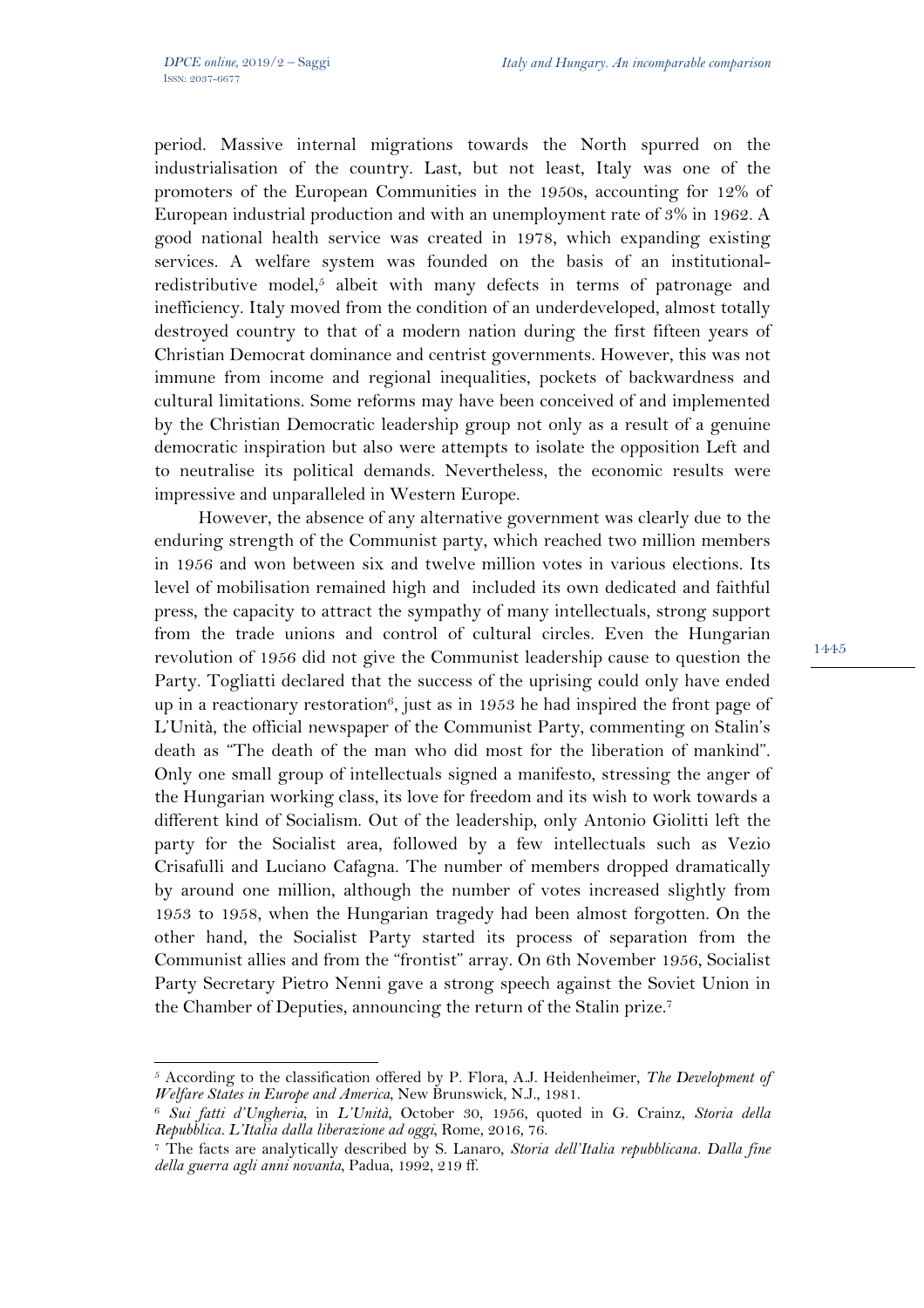period. Massive internal migrations towards the North spurred on the industrialisation of the country. Last, but not least, Italy was one of the promoters of the European Communities in the 1950s, accounting for 12% of European industrial production and with an unemployment rate of 3% in 1962. A good national health service was created in 1978, which expanding existing services. A welfare system was founded on the basis of an institutional-redistributive model,[5] albeit with many defects in terms of patronage and inefficiency. Italy moved from the condition of an underdeveloped, almost totally destroyed country to that of a modern nation during the first fifteen years of Christian Democrat dominance and centrist governments. However, this was not immune from income and regional inequalities, pockets of backwardness and cultural limitations. Some reforms may have been conceived of and implemented by the Christian Democratic leadership group not only as a result of a genuine democratic inspiration but also were attempts to isolate the opposition Left and to neutralise its political demands. Nevertheless, the economic results were impressive and unparalleled in Western Europe.

However, the absence of any alternative government was clearly due to the enduring strength of the Communist party, which reached two million members in 1956 and won between six and twelve million votes in various elections. Its level of mobilisation remained high and included its own dedicated and faithful press, the capacity to attract the sympathy of many intellectuals, strong support from the trade unions and control of cultural circles. Even the Hungarian revolution of 1956 did not give the Communist leadership cause to question the Party. Togliatti declared that the success of the uprising could only have ended up in a reactionary restoration[6], just as in 1953 he had inspired the front page of L'Unità, the official newspaper of the Communist Party, commenting on Stalin's death as "The death of the man who did most for the liberation of mankind". Only one small group of intellectuals signed a manifesto, stressing the anger of the Hungarian working class, its love for freedom and its wish to work towards a different kind of Socialism. Out of the leadership, only Antonio Giolitti left the party for the Socialist area, followed by a few intellectuals such as Vezio Crisafulli and Luciano Cafagna. The number of members dropped dramatically by around one million, although the number of votes increased slightly from 1953 to 1958, when the Hungarian tragedy had been almost forgotten. On the other hand, the Socialist Party started its process of separation from the Communist allies and from the "frontist" array. On 6th November 1956, Socialist Party Secretary Pietro Nenni gave a strong speech against the Soviet Union in the Chamber of Deputies, announcing the return of the Stalin prize.[7]

---

[5] According to the classification offered by P. Flora, A.J. Heidenheimer, *The Development of Welfare States in Europe and America*, New Brunswick, N.J., 1981.

[6] *Sui fatti d'Ungheria*, in *L'Unità*, October 30, 1956, quoted in G. Crainz, *Storia della Repubblica. L'Italia dalla liberazione ad oggi*, Rome, 2016, 76.

[7] The facts are analytically described by S. Lanaro, *Storia dell'Italia repubblicana. Dalla fine della guerra agli anni novanta*, Padua, 1992, 219 ff.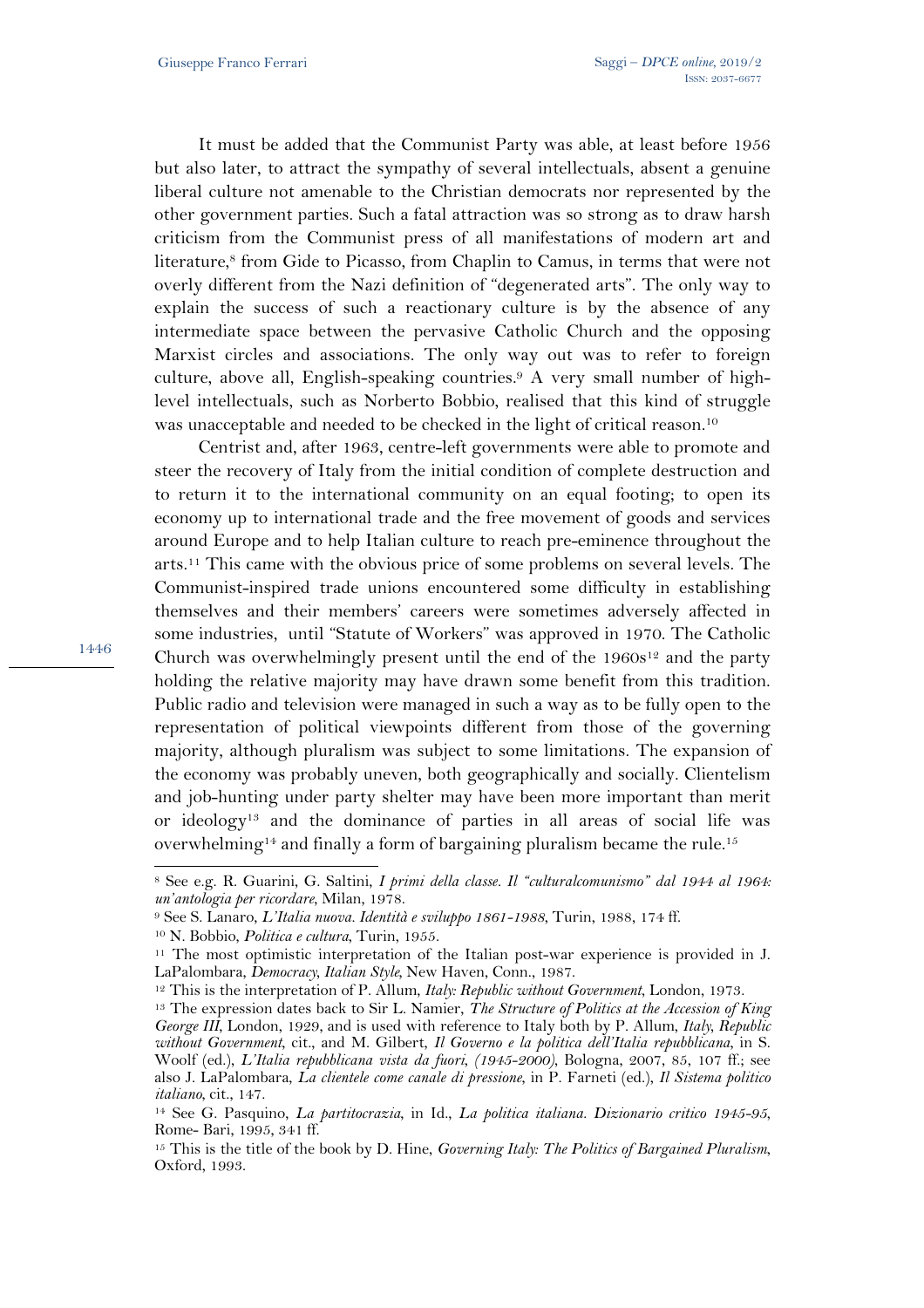It must be added that the Communist Party was able, at least before 1956 but also later, to attract the sympathy of several intellectuals, absent a genuine liberal culture not amenable to the Christian democrats nor represented by the other government parties. Such a fatal attraction was so strong as to draw harsh criticism from the Communist press of all manifestations of modern art and literature,[8] from Gide to Picasso, from Chaplin to Camus, in terms that were not overly different from the Nazi definition of "degenerated arts". The only way to explain the success of such a reactionary culture is by the absence of any intermediate space between the pervasive Catholic Church and the opposing Marxist circles and associations. The only way out was to refer to foreign culture, above all, English-speaking countries.[9] A very small number of high-level intellectuals, such as Norberto Bobbio, realised that this kind of struggle was unacceptable and needed to be checked in the light of critical reason.[10]

Centrist and, after 1963, centre-left governments were able to promote and steer the recovery of Italy from the initial condition of complete destruction and to return it to the international community on an equal footing; to open its economy up to international trade and the free movement of goods and services around Europe and to help Italian culture to reach pre-eminence throughout the arts.[11] This came with the obvious price of some problems on several levels. The Communist-inspired trade unions encountered some difficulty in establishing themselves and their members' careers were sometimes adversely affected in some industries, until "Statute of Workers" was approved in 1970. The Catholic Church was overwhelmingly present until the end of the 1960s[12] and the party holding the relative majority may have drawn some benefit from this tradition. Public radio and television were managed in such a way as to be fully open to the representation of political viewpoints different from those of the governing majority, although pluralism was subject to some limitations. The expansion of the economy was probably uneven, both geographically and socially. Clientelism and job-hunting under party shelter may have been more important than merit or ideology[13] and the dominance of parties in all areas of social life was overwhelming[14] and finally a form of bargaining pluralism became the rule.[15]

---

[8] See e.g. R. Guarini, G. Saltini, *I primi della classe. Il "culturalcomunismo" dal 1944 al 1964: un'antologia per ricordare*, Milan, 1978.

[9] See S. Lanaro, *L'Italia nuova. Identità e sviluppo 1861-1988*, Turin, 1988, 174 ff.

[10] N. Bobbio, *Politica e cultura*, Turin, 1955.

[11] The most optimistic interpretation of the Italian post-war experience is provided in J. LaPalombara, *Democracy, Italian Style*, New Haven, Conn., 1987.

[12] This is the interpretation of P. Allum, *Italy: Republic without Government*, London, 1973.

[13] The expression dates back to Sir L. Namier, *The Structure of Politics at the Accession of King George III*, London, 1929, and is used with reference to Italy both by P. Allum, *Italy, Republic without Government*, cit., and M. Gilbert, *Il Governo e la politica dell'Italia repubblicana*, in S. Woolf (ed.), *L'Italia repubblicana vista da fuori, (1945-2000)*, Bologna, 2007, 85, 107 ff.; see also J. LaPalombara, *La clientele come canale di pressione*, in P. Farneti (ed.), *Il Sistema politico italiano*, cit., 147.

[14] See G. Pasquino, *La partitocrazia*, in Id., *La politica italiana. Dizionario critico 1945-95*, Rome- Bari, 1995, 341 ff.

[15] This is the title of the book by D. Hine, *Governing Italy: The Politics of Bargained Pluralism*, Oxford, 1993.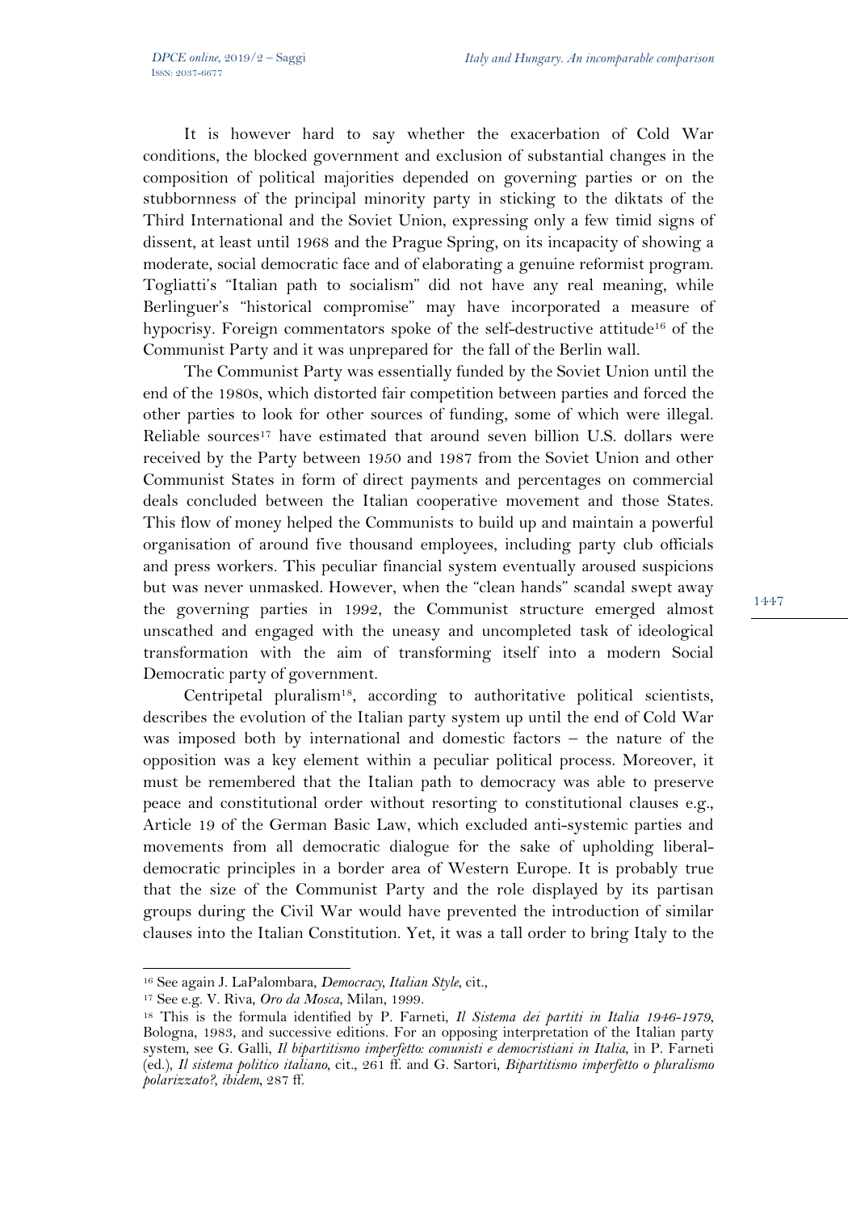It is however hard to say whether the exacerbation of Cold War conditions, the blocked government and exclusion of substantial changes in the composition of political majorities depended on governing parties or on the stubbornness of the principal minority party in sticking to the diktats of the Third International and the Soviet Union, expressing only a few timid signs of dissent, at least until 1968 and the Prague Spring, on its incapacity of showing a moderate, social democratic face and of elaborating a genuine reformist program. Togliatti's "Italian path to socialism" did not have any real meaning, while Berlinguer's "historical compromise" may have incorporated a measure of hypocrisy. Foreign commentators spoke of the self-destructive attitude[16] of the Communist Party and it was unprepared for the fall of the Berlin wall.

The Communist Party was essentially funded by the Soviet Union until the end of the 1980s, which distorted fair competition between parties and forced the other parties to look for other sources of funding, some of which were illegal. Reliable sources[17] have estimated that around seven billion U.S. dollars were received by the Party between 1950 and 1987 from the Soviet Union and other Communist States in form of direct payments and percentages on commercial deals concluded between the Italian cooperative movement and those States. This flow of money helped the Communists to build up and maintain a powerful organisation of around five thousand employees, including party club officials and press workers. This peculiar financial system eventually aroused suspicions but was never unmasked. However, when the "clean hands" scandal swept away the governing parties in 1992, the Communist structure emerged almost unscathed and engaged with the uneasy and uncompleted task of ideological transformation with the aim of transforming itself into a modern Social Democratic party of government.

Centripetal pluralism[18], according to authoritative political scientists, describes the evolution of the Italian party system up until the end of Cold War was imposed both by international and domestic factors – the nature of the opposition was a key element within a peculiar political process. Moreover, it must be remembered that the Italian path to democracy was able to preserve peace and constitutional order without resorting to constitutional clauses e.g., Article 19 of the German Basic Law, which excluded anti-systemic parties and movements from all democratic dialogue for the sake of upholding liberal-democratic principles in a border area of Western Europe. It is probably true that the size of the Communist Party and the role displayed by its partisan groups during the Civil War would have prevented the introduction of similar clauses into the Italian Constitution. Yet, it was a tall order to bring Italy to the

---

[16] See again J. LaPalombara, *Democracy, Italian Style*, cit.,

[17] See e.g. V. Riva, *Oro da Mosca*, Milan, 1999.

[18] This is the formula identified by P. Farneti, *Il Sistema dei partiti in Italia 1946-1979*, Bologna, 1983, and successive editions. For an opposing interpretation of the Italian party system, see G. Galli, *Il bipartitismo imperfetto: comunisti e democristiani in Italia*, in P. Farneti (ed.), *Il sistema politico italiano*, cit., 261 ff. and G. Sartori, *Bipartitismo imperfetto o pluralismo polarizzato?*, *ibidem*, 287 ff.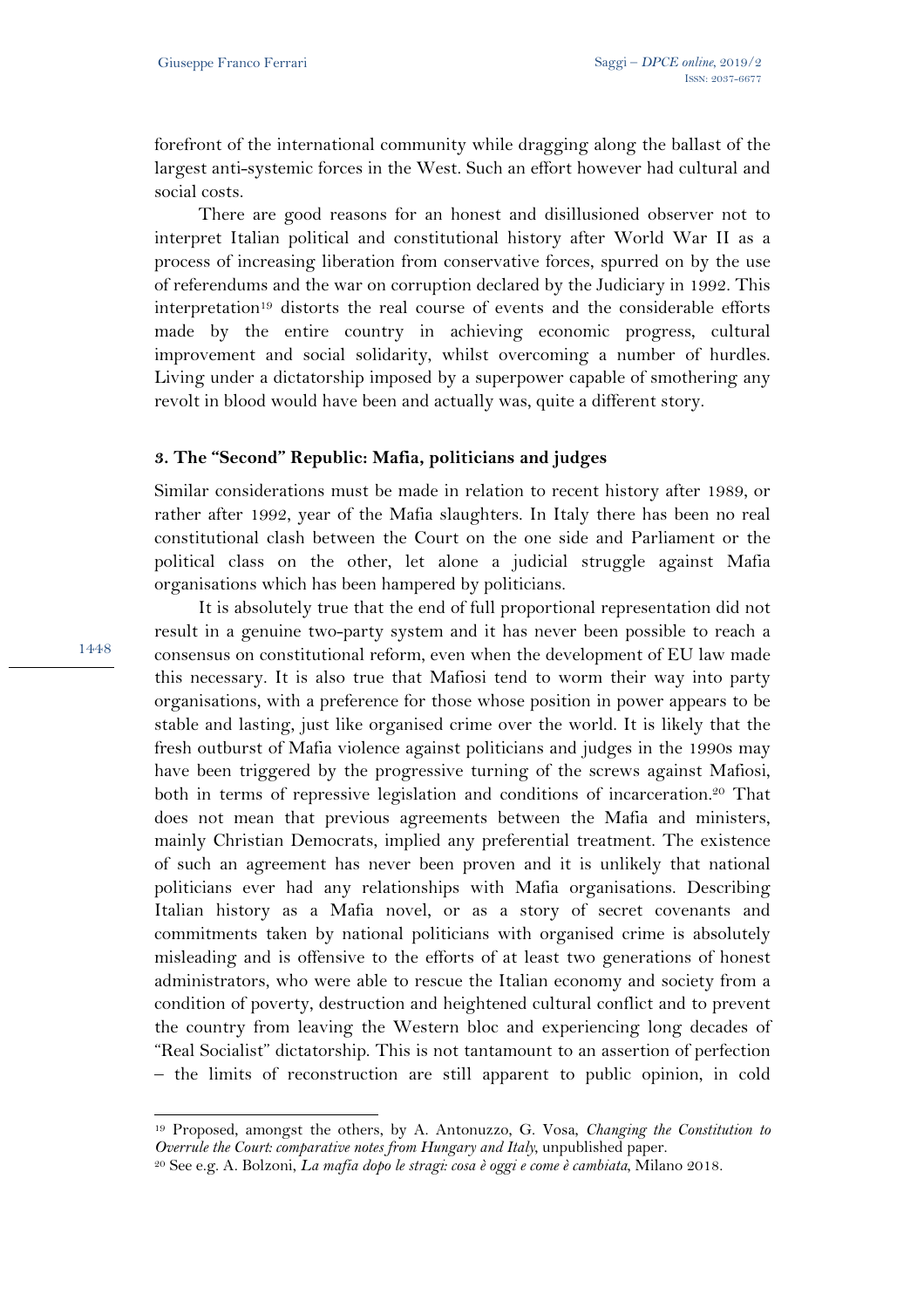forefront of the international community while dragging along the ballast of the largest anti-systemic forces in the West. Such an effort however had cultural and social costs.

There are good reasons for an honest and disillusioned observer not to interpret Italian political and constitutional history after World War II as a process of increasing liberation from conservative forces, spurred on by the use of referendums and the war on corruption declared by the Judiciary in 1992. This interpretation[19] distorts the real course of events and the considerable efforts made by the entire country in achieving economic progress, cultural improvement and social solidarity, whilst overcoming a number of hurdles. Living under a dictatorship imposed by a superpower capable of smothering any revolt in blood would have been and actually was, quite a different story.

## 3. The "Second" Republic: Mafia, politicians and judges

Similar considerations must be made in relation to recent history after 1989, or rather after 1992, year of the Mafia slaughters. In Italy there has been no real constitutional clash between the Court on the one side and Parliament or the political class on the other, let alone a judicial struggle against Mafia organisations which has been hampered by politicians.

It is absolutely true that the end of full proportional representation did not result in a genuine two-party system and it has never been possible to reach a consensus on constitutional reform, even when the development of EU law made this necessary. It is also true that Mafiosi tend to worm their way into party organisations, with a preference for those whose position in power appears to be stable and lasting, just like organised crime over the world. It is likely that the fresh outburst of Mafia violence against politicians and judges in the 1990s may have been triggered by the progressive turning of the screws against Mafiosi, both in terms of repressive legislation and conditions of incarceration.[20] That does not mean that previous agreements between the Mafia and ministers, mainly Christian Democrats, implied any preferential treatment. The existence of such an agreement has never been proven and it is unlikely that national politicians ever had any relationships with Mafia organisations. Describing Italian history as a Mafia novel, or as a story of secret covenants and commitments taken by national politicians with organised crime is absolutely misleading and is offensive to the efforts of at least two generations of honest administrators, who were able to rescue the Italian economy and society from a condition of poverty, destruction and heightened cultural conflict and to prevent the country from leaving the Western bloc and experiencing long decades of "Real Socialist" dictatorship. This is not tantamount to an assertion of perfection – the limits of reconstruction are still apparent to public opinion, in cold

---

[19] Proposed, amongst the others, by A. Antonuzzo, G. Vosa, *Changing the Constitution to Overrule the Court: comparative notes from Hungary and Italy*, unpublished paper.

[20] See e.g. A. Bolzoni, *La mafia dopo le stragi: cosa è oggi e come è cambiata*, Milano 2018.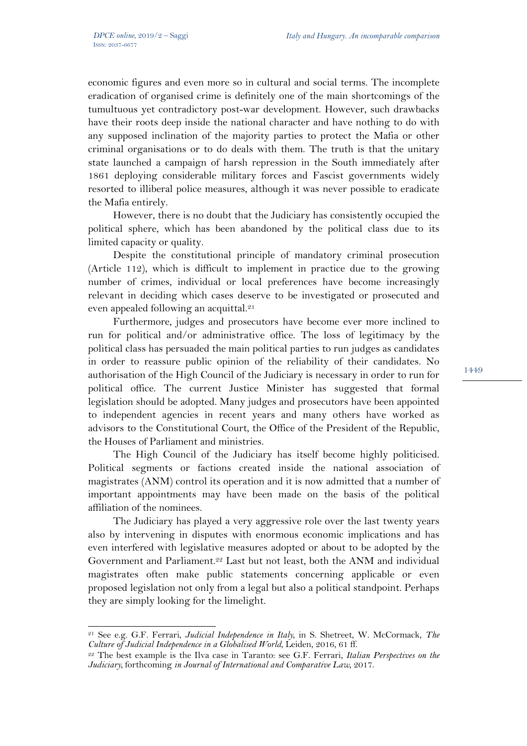economic figures and even more so in cultural and social terms. The incomplete eradication of organised crime is definitely one of the main shortcomings of the tumultuous yet contradictory post-war development. However, such drawbacks have their roots deep inside the national character and have nothing to do with any supposed inclination of the majority parties to protect the Mafia or other criminal organisations or to do deals with them. The truth is that the unitary state launched a campaign of harsh repression in the South immediately after 1861 deploying considerable military forces and Fascist governments widely resorted to illiberal police measures, although it was never possible to eradicate the Mafia entirely.

However, there is no doubt that the Judiciary has consistently occupied the political sphere, which has been abandoned by the political class due to its limited capacity or quality.

Despite the constitutional principle of mandatory criminal prosecution (Article 112), which is difficult to implement in practice due to the growing number of crimes, individual or local preferences have become increasingly relevant in deciding which cases deserve to be investigated or prosecuted and even appealed following an acquittal.[21]

Furthermore, judges and prosecutors have become ever more inclined to run for political and/or administrative office. The loss of legitimacy by the political class has persuaded the main political parties to run judges as candidates in order to reassure public opinion of the reliability of their candidates. No authorisation of the High Council of the Judiciary is necessary in order to run for political office. The current Justice Minister has suggested that formal legislation should be adopted. Many judges and prosecutors have been appointed to independent agencies in recent years and many others have worked as advisors to the Constitutional Court, the Office of the President of the Republic, the Houses of Parliament and ministries.

The High Council of the Judiciary has itself become highly politicised. Political segments or factions created inside the national association of magistrates (ANM) control its operation and it is now admitted that a number of important appointments may have been made on the basis of the political affiliation of the nominees.

The Judiciary has played a very aggressive role over the last twenty years also by intervening in disputes with enormous economic implications and has even interfered with legislative measures adopted or about to be adopted by the Government and Parliament.[22] Last but not least, both the ANM and individual magistrates often make public statements concerning applicable or even proposed legislation not only from a legal but also a political standpoint. Perhaps they are simply looking for the limelight.

---

[21] See e.g. G.F. Ferrari, *Judicial Independence in Italy*, in S. Shetreet, W. McCormack, *The Culture of Judicial Independence in a Globalised World*, Leiden, 2016, 61 ff.

[22] The best example is the Ilva case in Taranto: see G.F. Ferrari, *Italian Perspectives on the Judiciary*, forthcoming *in Journal of International and Comparative Law*, 2017.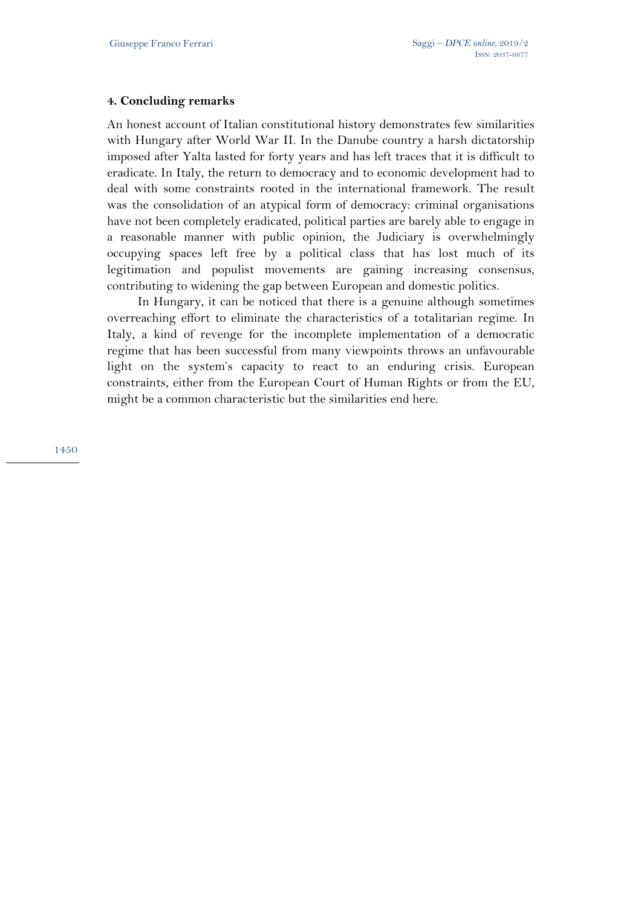## 4. Concluding remarks

An honest account of Italian constitutional history demonstrates few similarities with Hungary after World War II. In the Danube country a harsh dictatorship imposed after Yalta lasted for forty years and has left traces that it is difficult to eradicate. In Italy, the return to democracy and to economic development had to deal with some constraints rooted in the international framework. The result was the consolidation of an atypical form of democracy: criminal organisations have not been completely eradicated, political parties are barely able to engage in a reasonable manner with public opinion, the Judiciary is overwhelmingly occupying spaces left free by a political class that has lost much of its legitimation and populist movements are gaining increasing consensus, contributing to widening the gap between European and domestic politics.

In Hungary, it can be noticed that there is a genuine although sometimes overreaching effort to eliminate the characteristics of a totalitarian regime. In Italy, a kind of revenge for the incomplete implementation of a democratic regime that has been successful from many viewpoints throws an unfavourable light on the system's capacity to react to an enduring crisis. European constraints, either from the European Court of Human Rights or from the EU, might be a common characteristic but the similarities end here.